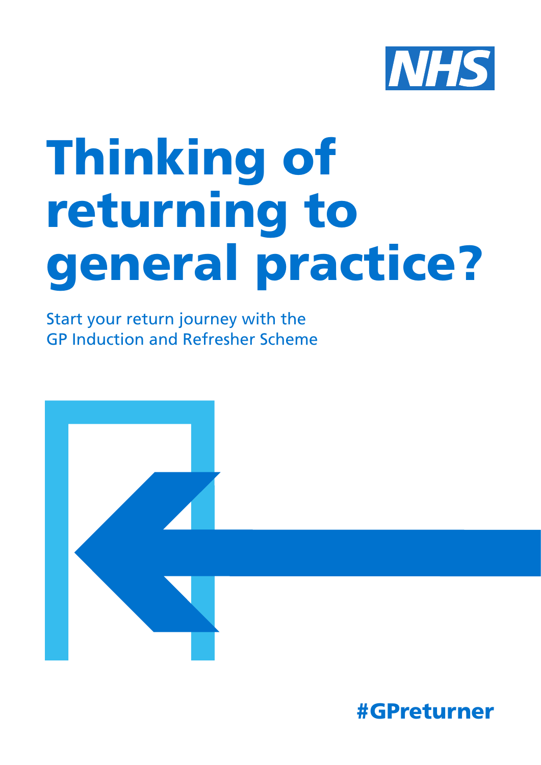NHS

# Thinking of returning to general practice?

Start your return journey with the GP Induction and Refresher Scheme

#GPreturner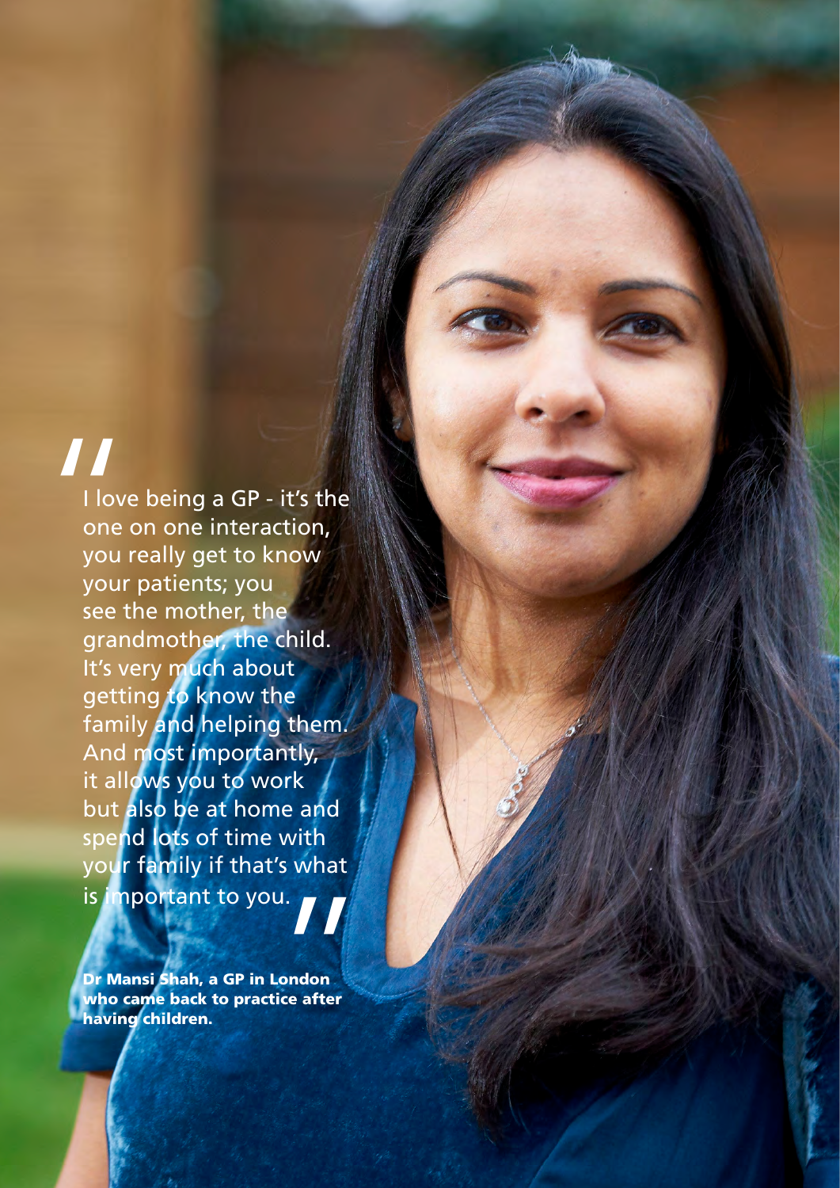"I love being a GP - it's the one on one interaction, you really get to know your patients; you see the mother, the grandmother, the child. It's very much about getting to know the family and helping them. And most importantly, it allows you to work but also be at home and spend lots of time with your family if that's what is important to you."

**Dr Mansi Shah, a GP in London who came back to practice after having children.**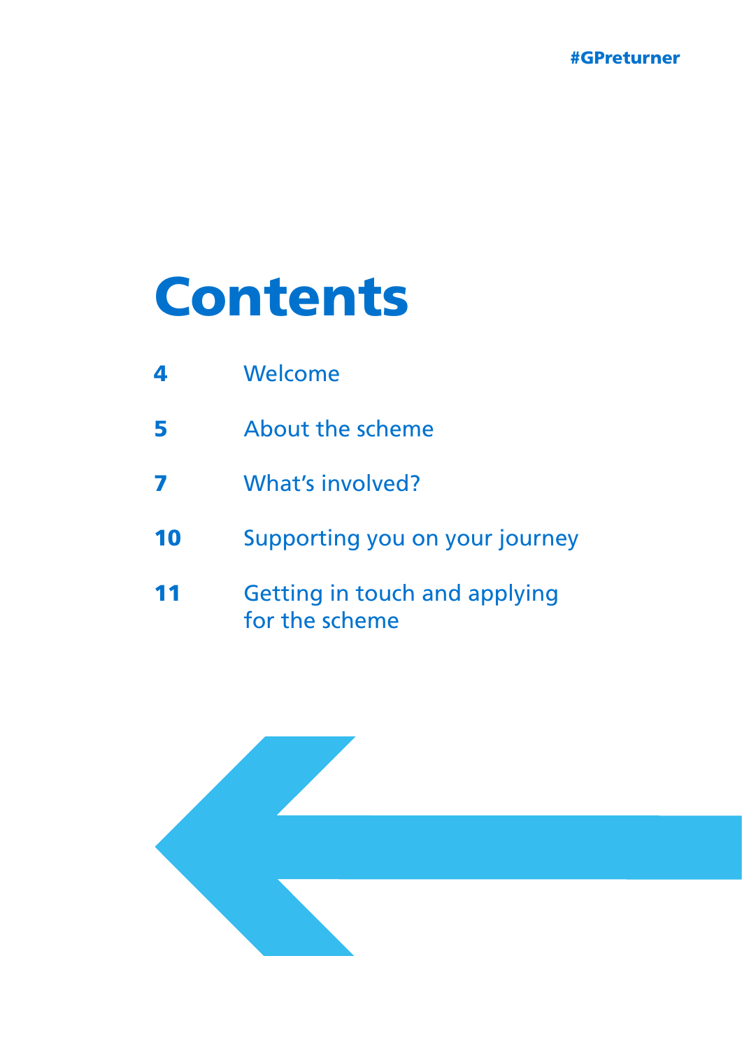# Contents

| | |
|---|---|
| **4** | Welcome |
| **5** | About the scheme |
| **7** | What's involved? |
| **10** | Supporting you on your journey |
| **11** | Getting in touch and applying for the scheme |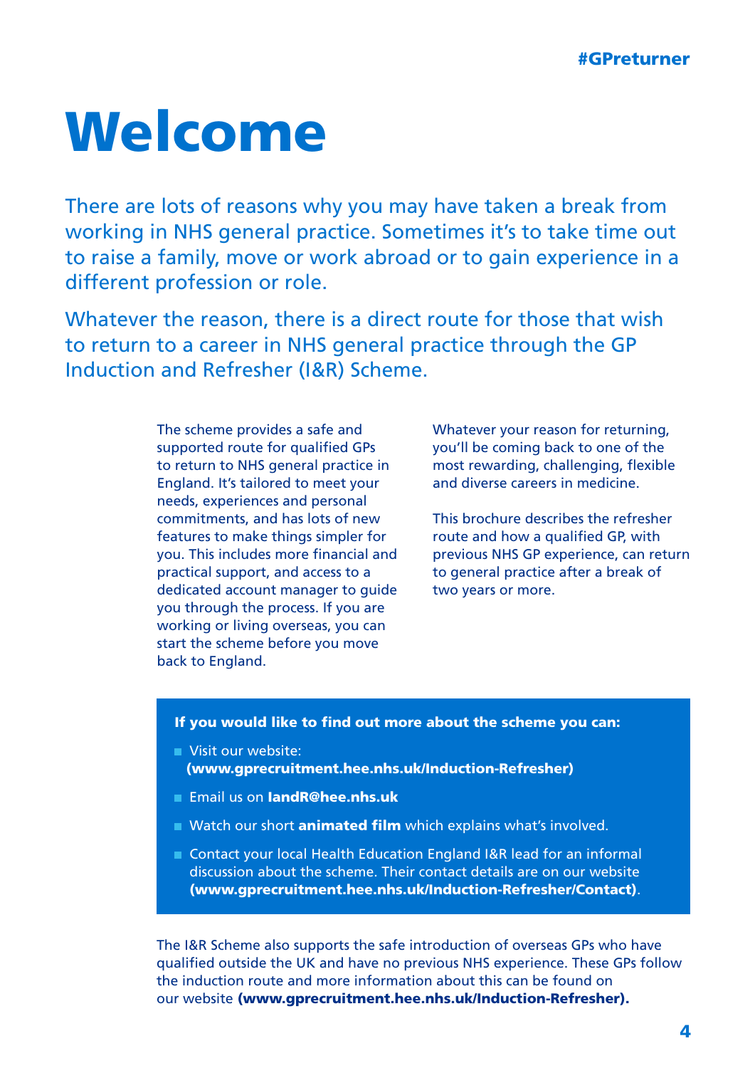# Welcome

There are lots of reasons why you may have taken a break from working in NHS general practice. Sometimes it's to take time out to raise a family, move or work abroad or to gain experience in a different profession or role.

Whatever the reason, there is a direct route for those that wish to return to a career in NHS general practice through the GP Induction and Refresher (I&R) Scheme.

The scheme provides a safe and supported route for qualified GPs to return to NHS general practice in England. It's tailored to meet your needs, experiences and personal commitments, and has lots of new features to make things simpler for you. This includes more financial and practical support, and access to a dedicated account manager to guide you through the process. If you are working or living overseas, you can start the scheme before you move back to England.

Whatever your reason for returning, you'll be coming back to one of the most rewarding, challenging, flexible and diverse careers in medicine.

This brochure describes the refresher route and how a qualified GP, with previous NHS GP experience, can return to general practice after a break of two years or more.

**If you would like to find out more about the scheme you can:**

- Visit our website: **(www.gprecruitment.hee.nhs.uk/Induction-Refresher)**
- Email us on **IandR@hee.nhs.uk**
- Watch our short **animated film** which explains what's involved.
- Contact your local Health Education England I&R lead for an informal discussion about the scheme. Their contact details are on our website **(www.gprecruitment.hee.nhs.uk/Induction-Refresher/Contact)**.

The I&R Scheme also supports the safe introduction of overseas GPs who have qualified outside the UK and have no previous NHS experience. These GPs follow the induction route and more information about this can be found on our website **(www.gprecruitment.hee.nhs.uk/Induction-Refresher).**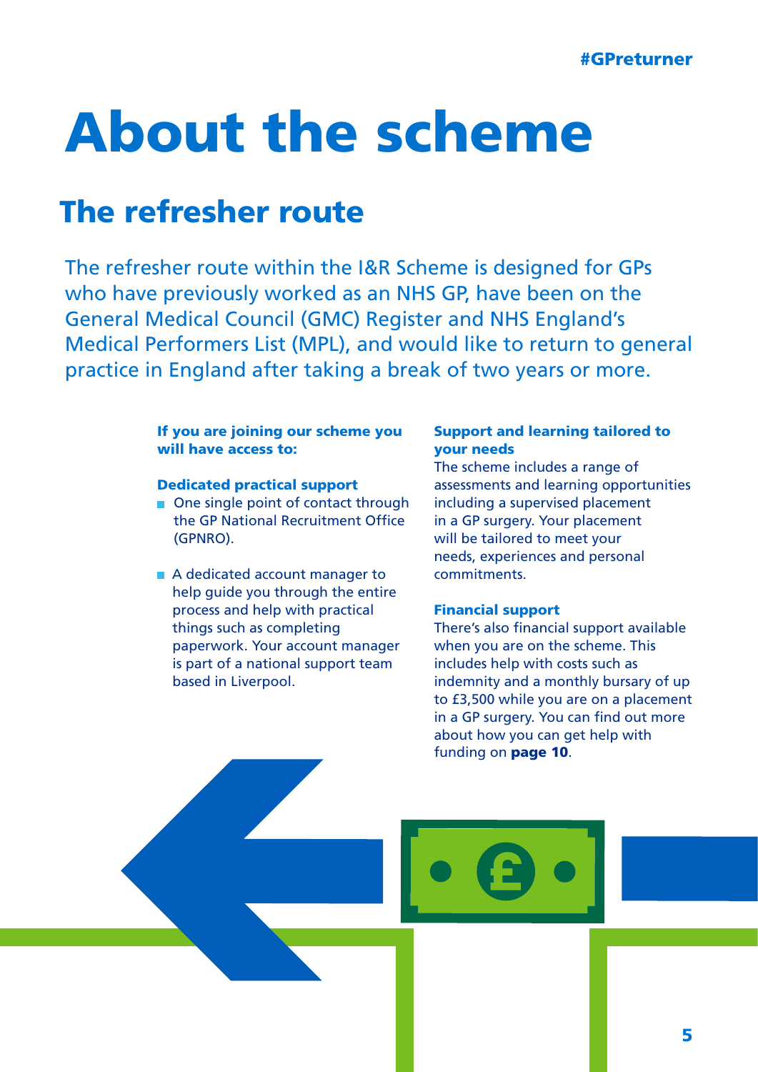# About the scheme

## The refresher route

The refresher route within the I&R Scheme is designed for GPs who have previously worked as an NHS GP, have been on the General Medical Council (GMC) Register and NHS England's Medical Performers List (MPL), and would like to return to general practice in England after taking a break of two years or more.

**If you are joining our scheme you will have access to:**

### Dedicated practical support

- One single point of contact through the GP National Recruitment Office (GPNRO).
- A dedicated account manager to help guide you through the entire process and help with practical things such as completing paperwork. Your account manager is part of a national support team based in Liverpool.

### Support and learning tailored to your needs

The scheme includes a range of assessments and learning opportunities including a supervised placement in a GP surgery. Your placement will be tailored to meet your needs, experiences and personal commitments.

### Financial support

There's also financial support available when you are on the scheme. This includes help with costs such as indemnity and a monthly bursary of up to £3,500 while you are on a placement in a GP surgery. You can find out more about how you can get help with funding on **page 10**.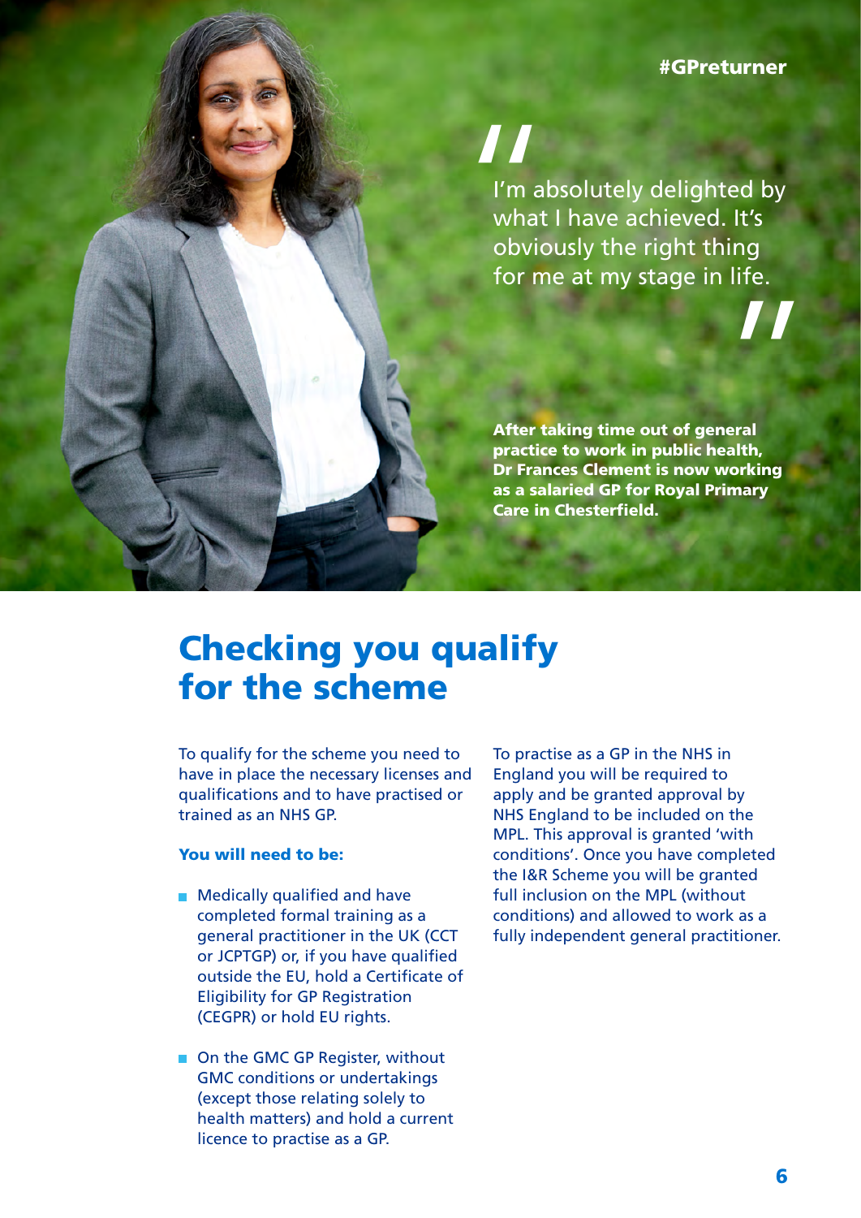#GPreturner

> I'm absolutely delighted by what I have achieved. It's obviously the right thing for me at my stage in life.

**After taking time out of general practice to work in public health, Dr Frances Clement is now working as a salaried GP for Royal Primary Care in Chesterfield.**

# Checking you qualify for the scheme

To qualify for the scheme you need to have in place the necessary licenses and qualifications and to have practised or trained as an NHS GP.

**You will need to be:**

- Medically qualified and have completed formal training as a general practitioner in the UK (CCT or JCPTGP) or, if you have qualified outside the EU, hold a Certificate of Eligibility for GP Registration (CEGPR) or hold EU rights.
- On the GMC GP Register, without GMC conditions or undertakings (except those relating solely to health matters) and hold a current licence to practise as a GP.

To practise as a GP in the NHS in England you will be required to apply and be granted approval by NHS England to be included on the MPL. This approval is granted 'with conditions'. Once you have completed the I&R Scheme you will be granted full inclusion on the MPL (without conditions) and allowed to work as a fully independent general practitioner.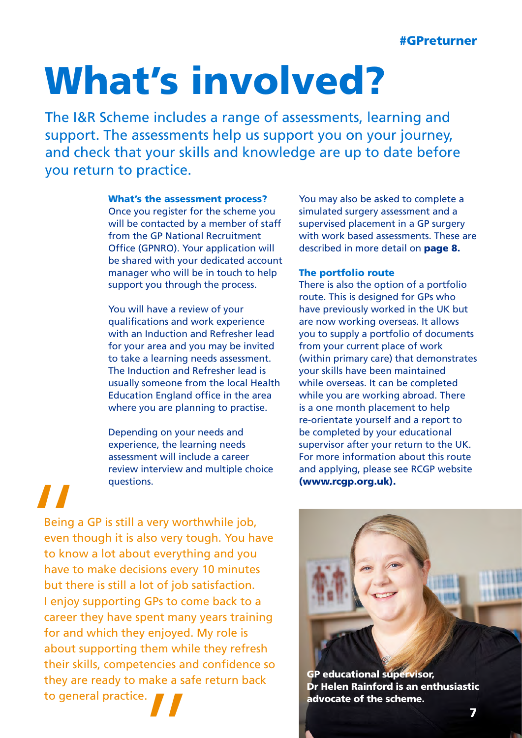# What's involved?

The I&R Scheme includes a range of assessments, learning and support. The assessments help us support you on your journey, and check that your skills and knowledge are up to date before you return to practice.

### What's the assessment process?

Once you register for the scheme you will be contacted by a member of staff from the GP National Recruitment Office (GPNRO). Your application will be shared with your dedicated account manager who will be in touch to help support you through the process.

You will have a review of your qualifications and work experience with an Induction and Refresher lead for your area and you may be invited to take a learning needs assessment. The Induction and Refresher lead is usually someone from the local Health Education England office in the area where you are planning to practise.

Depending on your needs and experience, the learning needs assessment will include a career review interview and multiple choice questions.

You may also be asked to complete a simulated surgery assessment and a supervised placement in a GP surgery with work based assessments. These are described in more detail on **page 8.**

### The portfolio route

There is also the option of a portfolio route. This is designed for GPs who have previously worked in the UK but are now working overseas. It allows you to supply a portfolio of documents from your current place of work (within primary care) that demonstrates your skills have been maintained while overseas. It can be completed while you are working abroad. There is a one month placement to help re-orientate yourself and a report to be completed by your educational supervisor after your return to the UK. For more information about this route and applying, please see RCGP website **(www.rcgp.org.uk).**

> "Being a GP is still a very worthwhile job, even though it is also very tough. You have to know a lot about everything and you have to make decisions every 10 minutes but there is still a lot of job satisfaction. I enjoy supporting GPs to come back to a career they have spent many years training for and which they enjoyed. My role is about supporting them while they refresh their skills, competencies and confidence so they are ready to make a safe return back to general practice."

**GP educational supervisor, Dr Helen Rainford is an enthusiastic advocate of the scheme.**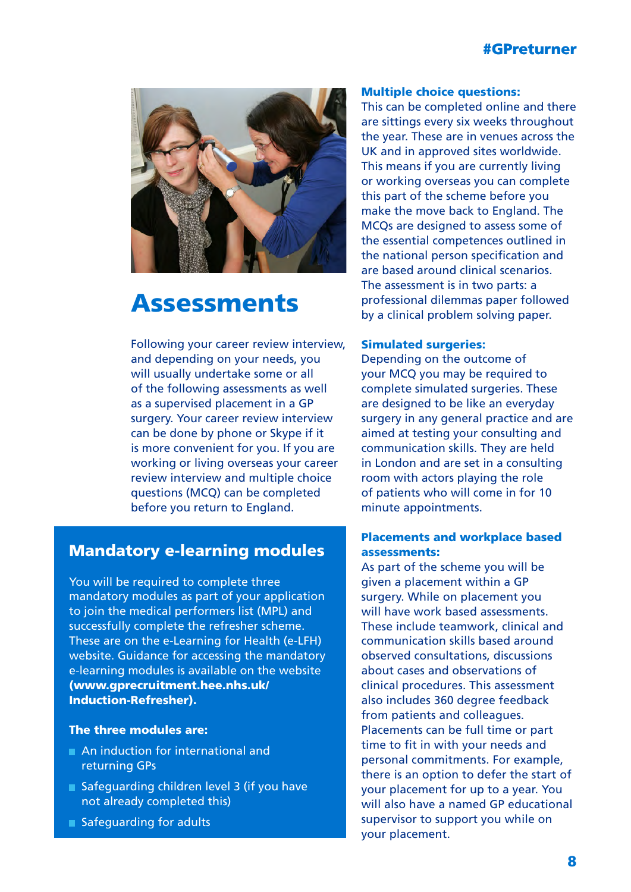# Assessments

Following your career review interview, and depending on your needs, you will usually undertake some or all of the following assessments as well as a supervised placement in a GP surgery. Your career review interview can be done by phone or Skype if it is more convenient for you. If you are working or living overseas your career review interview and multiple choice questions (MCQ) can be completed before you return to England.

## Mandatory e-learning modules

You will be required to complete three mandatory modules as part of your application to join the medical performers list (MPL) and successfully complete the refresher scheme. These are on the e-Learning for Health (e-LFH) website. Guidance for accessing the mandatory e-learning modules is available on the website **(www.gprecruitment.hee.nhs.uk/Induction-Refresher).**

**The three modules are:**

- An induction for international and returning GPs
- Safeguarding children level 3 (if you have not already completed this)
- Safeguarding for adults

### Multiple choice questions:

This can be completed online and there are sittings every six weeks throughout the year. These are in venues across the UK and in approved sites worldwide. This means if you are currently living or working overseas you can complete this part of the scheme before you make the move back to England. The MCQs are designed to assess some of the essential competences outlined in the national person specification and are based around clinical scenarios. The assessment is in two parts: a professional dilemmas paper followed by a clinical problem solving paper.

### Simulated surgeries:

Depending on the outcome of your MCQ you may be required to complete simulated surgeries. These are designed to be like an everyday surgery in any general practice and are aimed at testing your consulting and communication skills. They are held in London and are set in a consulting room with actors playing the role of patients who will come in for 10 minute appointments.

### Placements and workplace based assessments:

As part of the scheme you will be given a placement within a GP surgery. While on placement you will have work based assessments. These include teamwork, clinical and communication skills based around observed consultations, discussions about cases and observations of clinical procedures. This assessment also includes 360 degree feedback from patients and colleagues. Placements can be full time or part time to fit in with your needs and personal commitments. For example, there is an option to defer the start of your placement for up to a year. You will also have a named GP educational supervisor to support you while on your placement.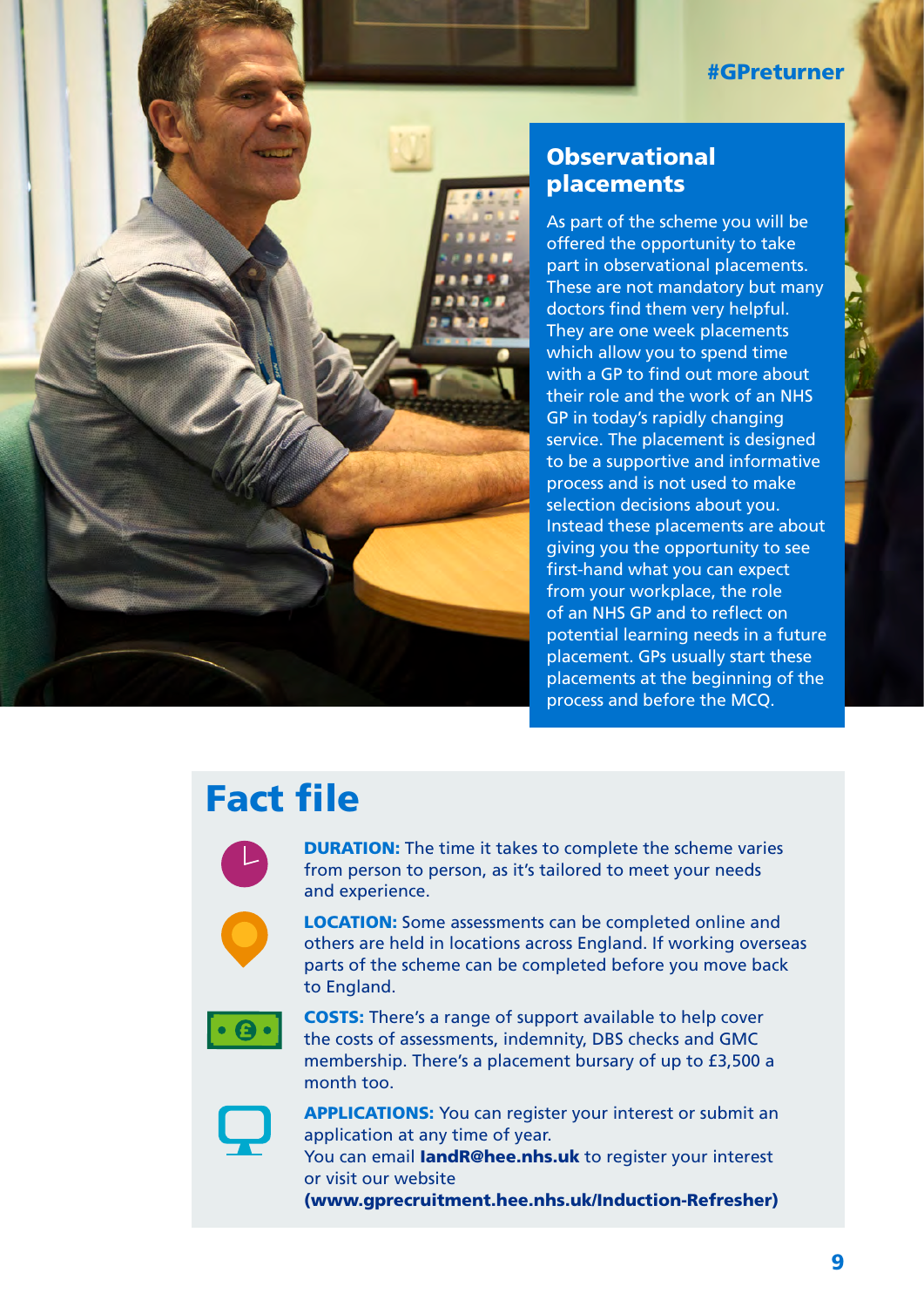#GPreturner

## Observational placements

As part of the scheme you will be offered the opportunity to take part in observational placements. These are not mandatory but many doctors find them very helpful. They are one week placements which allow you to spend time with a GP to find out more about their role and the work of an NHS GP in today's rapidly changing service. The placement is designed to be a supportive and informative process and is not used to make selection decisions about you. Instead these placements are about giving you the opportunity to see first-hand what you can expect from your workplace, the role of an NHS GP and to reflect on potential learning needs in a future placement. GPs usually start these placements at the beginning of the process and before the MCQ.

# Fact file

**DURATION:** The time it takes to complete the scheme varies from person to person, as it's tailored to meet your needs and experience.

**LOCATION:** Some assessments can be completed online and others are held in locations across England. If working overseas parts of the scheme can be completed before you move back to England.

**COSTS:** There's a range of support available to help cover the costs of assessments, indemnity, DBS checks and GMC membership. There's a placement bursary of up to £3,500 a month too.

**APPLICATIONS:** You can register your interest or submit an application at any time of year.
You can email **IandR@hee.nhs.uk** to register your interest or visit our website **(www.gprecruitment.hee.nhs.uk/Induction-Refresher)**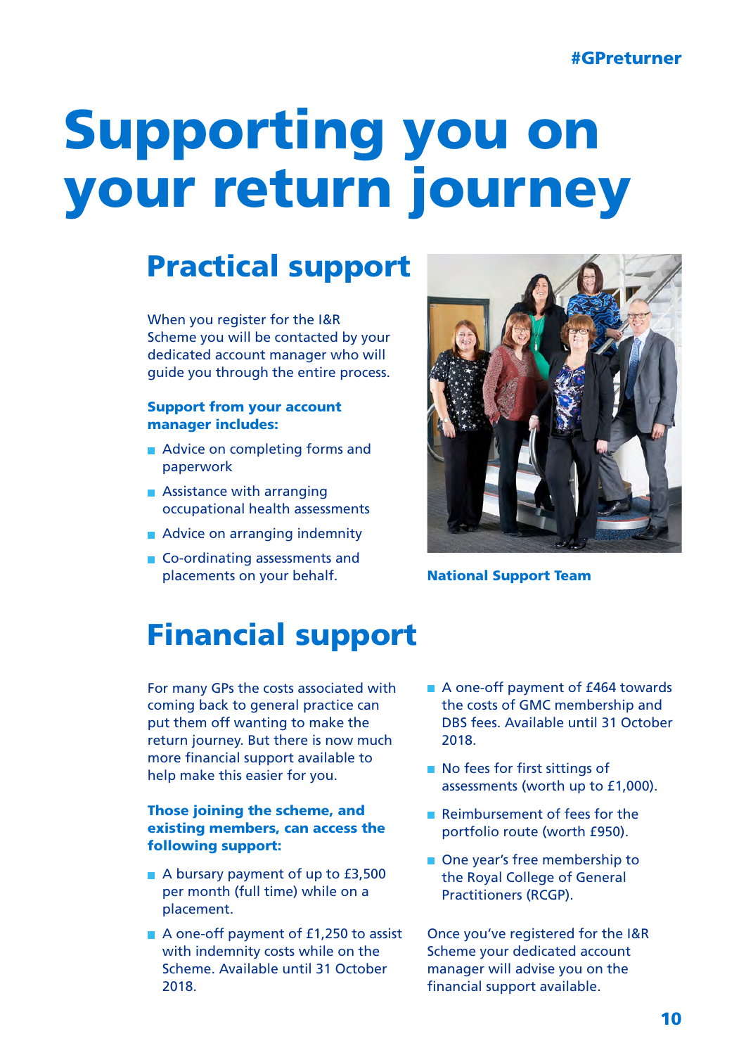# Supporting you on your return journey

## Practical support

When you register for the I&R Scheme you will be contacted by your dedicated account manager who will guide you through the entire process.

**Support from your account manager includes:**

- Advice on completing forms and paperwork
- Assistance with arranging occupational health assessments
- Advice on arranging indemnity
- Co-ordinating assessments and placements on your behalf.

National Support Team

## Financial support

For many GPs the costs associated with coming back to general practice can put them off wanting to make the return journey. But there is now much more financial support available to help make this easier for you.

**Those joining the scheme, and existing members, can access the following support:**

- A bursary payment of up to £3,500 per month (full time) while on a placement.
- A one-off payment of £1,250 to assist with indemnity costs while on the Scheme. Available until 31 October 2018.
- A one-off payment of £464 towards the costs of GMC membership and DBS fees. Available until 31 October 2018.
- No fees for first sittings of assessments (worth up to £1,000).
- Reimbursement of fees for the portfolio route (worth £950).
- One year's free membership to the Royal College of General Practitioners (RCGP).

Once you've registered for the I&R Scheme your dedicated account manager will advise you on the financial support available.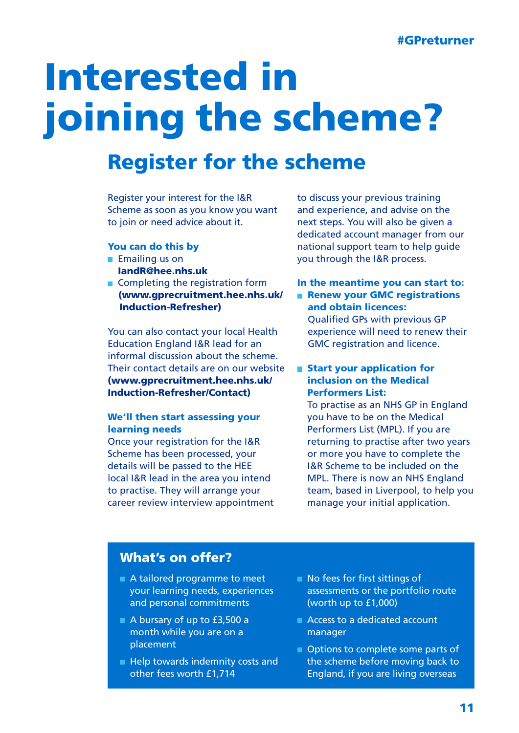#GPreturner

# Interested in joining the scheme?

## Register for the scheme

Register your interest for the I&R Scheme as soon as you know you want to join or need advice about it.

### You can do this by

- Emailing us on **IandR@hee.nhs.uk**
- Completing the registration form **(www.gprecruitment.hee.nhs.uk/Induction-Refresher)**

You can also contact your local Health Education England I&R lead for an informal discussion about the scheme. Their contact details are on our website **(www.gprecruitment.hee.nhs.uk/Induction-Refresher/Contact)**

### We'll then start assessing your learning needs

Once your registration for the I&R Scheme has been processed, your details will be passed to the HEE local I&R lead in the area you intend to practise. They will arrange your career review interview appointment to discuss your previous training and experience, and advise on the next steps. You will also be given a dedicated account manager from our national support team to help guide you through the I&R process.

### In the meantime you can start to:

- **Renew your GMC registrations and obtain licences:** Qualified GPs with previous GP experience will need to renew their GMC registration and licence.
- **Start your application for inclusion on the Medical Performers List:** To practise as an NHS GP in England you have to be on the Medical Performers List (MPL). If you are returning to practise after two years or more you have to complete the I&R Scheme to be included on the MPL. There is now an NHS England team, based in Liverpool, to help you manage your initial application.

### What's on offer?

- A tailored programme to meet your learning needs, experiences and personal commitments
- A bursary of up to £3,500 a month while you are on a placement
- Help towards indemnity costs and other fees worth £1,714
- No fees for first sittings of assessments or the portfolio route (worth up to £1,000)
- Access to a dedicated account manager
- Options to complete some parts of the scheme before moving back to England, if you are living overseas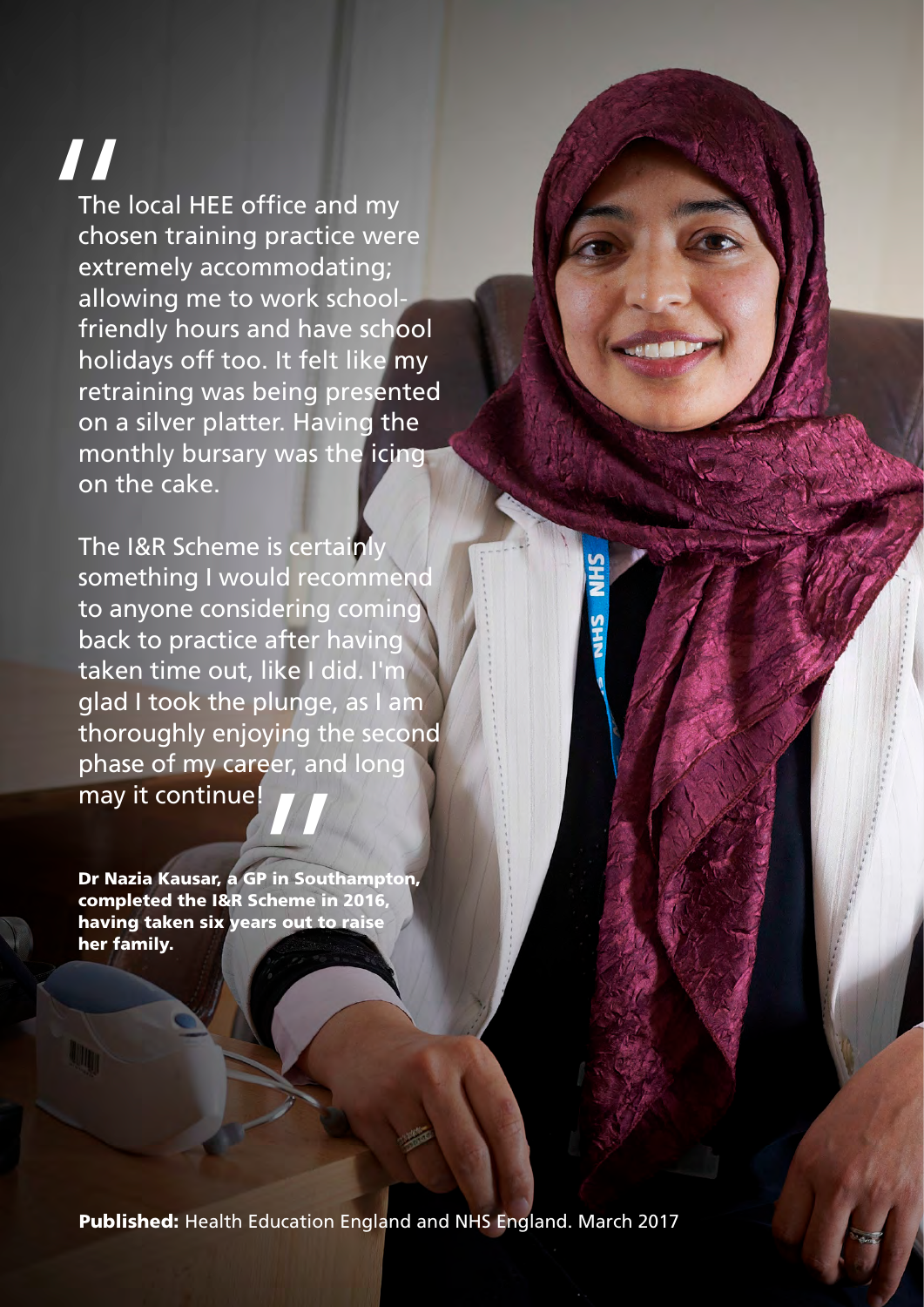> "The local HEE office and my chosen training practice were extremely accommodating; allowing me to work school-friendly hours and have school holidays off too. It felt like my retraining was being presented on a silver platter. Having the monthly bursary was the icing on the cake.
>
> The I&R Scheme is certainly something I would recommend to anyone considering coming back to practice after having taken time out, like I did. I'm glad I took the plunge, as I am thoroughly enjoying the second phase of my career, and long may it continue!"

**Dr Nazia Kausar, a GP in Southampton, completed the I&R Scheme in 2016, having taken six years out to raise her family.**

**Published:** Health Education England and NHS England. March 2017